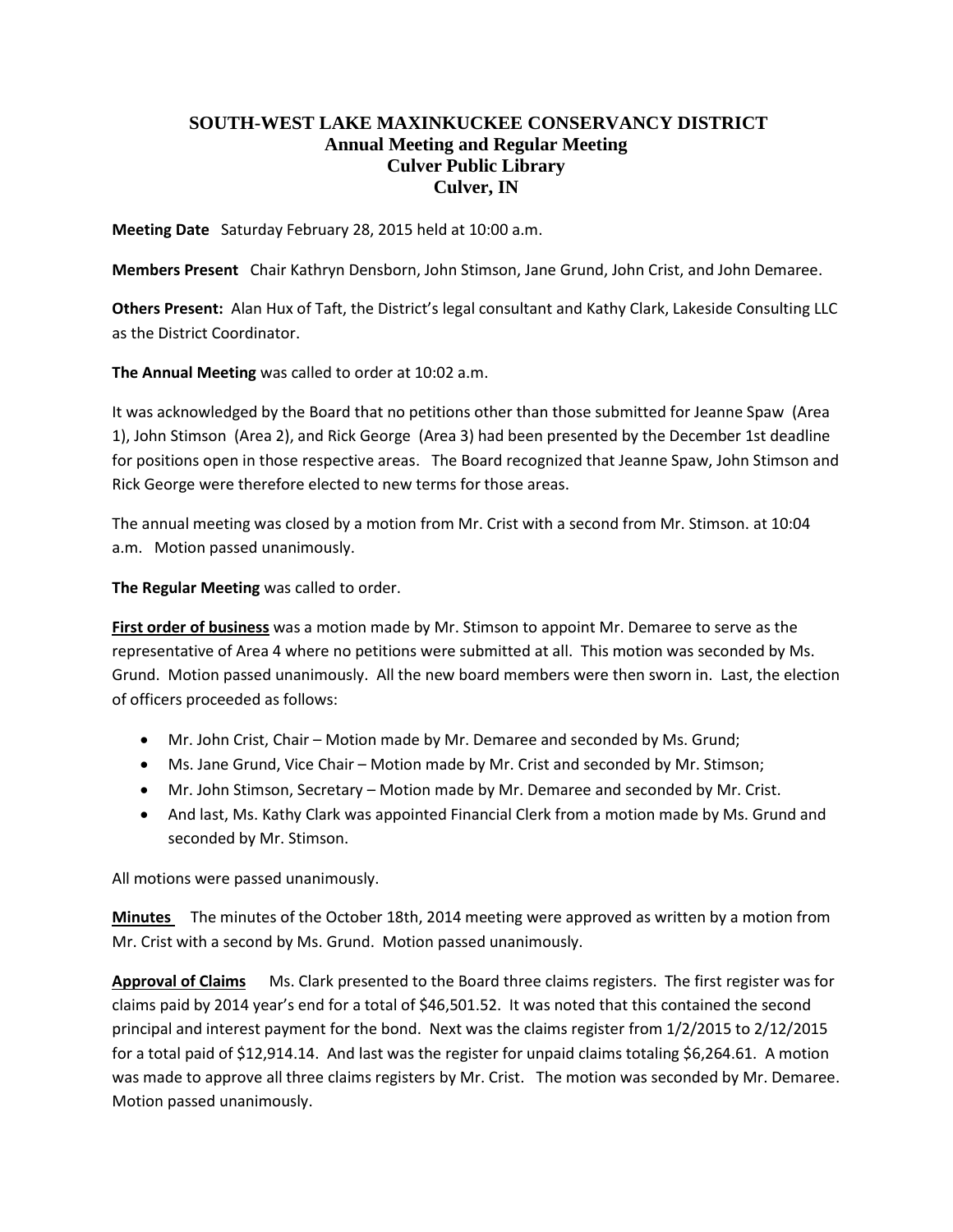# SOUTH-WEST LAKE MAXINKUCKEE CONSERVANCY DISTRICT
## Annual Meeting and Regular Meeting
## Culver Public Library
## Culver, IN

**Meeting Date** Saturday February 28, 2015 held at 10:00 a.m.

**Members Present** Chair Kathryn Densborn, John Stimson, Jane Grund, John Crist, and John Demaree.

**Others Present:** Alan Hux of Taft, the District's legal consultant and Kathy Clark, Lakeside Consulting LLC as the District Coordinator.

**The Annual Meeting** was called to order at 10:02 a.m.

It was acknowledged by the Board that no petitions other than those submitted for Jeanne Spaw (Area 1), John Stimson (Area 2), and Rick George (Area 3) had been presented by the December 1st deadline for positions open in those respective areas. The Board recognized that Jeanne Spaw, John Stimson and Rick George were therefore elected to new terms for those areas.

The annual meeting was closed by a motion from Mr. Crist with a second from Mr. Stimson. at 10:04 a.m. Motion passed unanimously.

**The Regular Meeting** was called to order.

**First order of business** was a motion made by Mr. Stimson to appoint Mr. Demaree to serve as the representative of Area 4 where no petitions were submitted at all. This motion was seconded by Ms. Grund. Motion passed unanimously. All the new board members were then sworn in. Last, the election of officers proceeded as follows:

- Mr. John Crist, Chair – Motion made by Mr. Demaree and seconded by Ms. Grund;
- Ms. Jane Grund, Vice Chair – Motion made by Mr. Crist and seconded by Mr. Stimson;
- Mr. John Stimson, Secretary – Motion made by Mr. Demaree and seconded by Mr. Crist.
- And last, Ms. Kathy Clark was appointed Financial Clerk from a motion made by Ms. Grund and seconded by Mr. Stimson.

All motions were passed unanimously.

**Minutes** The minutes of the October 18th, 2014 meeting were approved as written by a motion from Mr. Crist with a second by Ms. Grund. Motion passed unanimously.

**Approval of Claims** Ms. Clark presented to the Board three claims registers. The first register was for claims paid by 2014 year's end for a total of $46,501.52. It was noted that this contained the second principal and interest payment for the bond. Next was the claims register from 1/2/2015 to 2/12/2015 for a total paid of $12,914.14. And last was the register for unpaid claims totaling $6,264.61. A motion was made to approve all three claims registers by Mr. Crist. The motion was seconded by Mr. Demaree. Motion passed unanimously.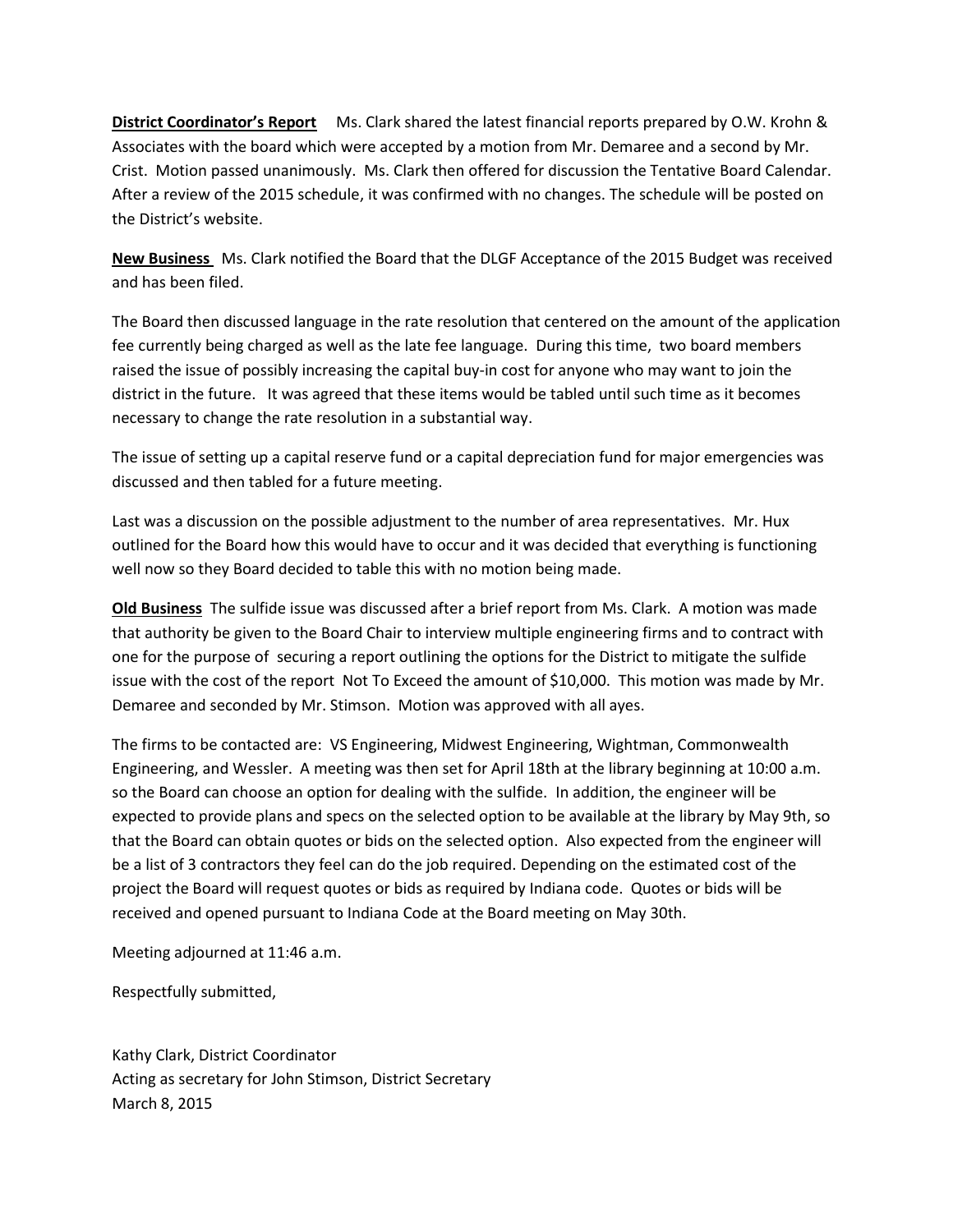**District Coordinator's Report** Ms. Clark shared the latest financial reports prepared by O.W. Krohn & Associates with the board which were accepted by a motion from Mr. Demaree and a second by Mr. Crist. Motion passed unanimously. Ms. Clark then offered for discussion the Tentative Board Calendar. After a review of the 2015 schedule, it was confirmed with no changes. The schedule will be posted on the District's website.

**New Business** Ms. Clark notified the Board that the DLGF Acceptance of the 2015 Budget was received and has been filed.

The Board then discussed language in the rate resolution that centered on the amount of the application fee currently being charged as well as the late fee language. During this time, two board members raised the issue of possibly increasing the capital buy-in cost for anyone who may want to join the district in the future. It was agreed that these items would be tabled until such time as it becomes necessary to change the rate resolution in a substantial way.

The issue of setting up a capital reserve fund or a capital depreciation fund for major emergencies was discussed and then tabled for a future meeting.

Last was a discussion on the possible adjustment to the number of area representatives. Mr. Hux outlined for the Board how this would have to occur and it was decided that everything is functioning well now so they Board decided to table this with no motion being made.

**Old Business** The sulfide issue was discussed after a brief report from Ms. Clark. A motion was made that authority be given to the Board Chair to interview multiple engineering firms and to contract with one for the purpose of securing a report outlining the options for the District to mitigate the sulfide issue with the cost of the report Not To Exceed the amount of $10,000. This motion was made by Mr. Demaree and seconded by Mr. Stimson. Motion was approved with all ayes.

The firms to be contacted are: VS Engineering, Midwest Engineering, Wightman, Commonwealth Engineering, and Wessler. A meeting was then set for April 18th at the library beginning at 10:00 a.m. so the Board can choose an option for dealing with the sulfide. In addition, the engineer will be expected to provide plans and specs on the selected option to be available at the library by May 9th, so that the Board can obtain quotes or bids on the selected option. Also expected from the engineer will be a list of 3 contractors they feel can do the job required. Depending on the estimated cost of the project the Board will request quotes or bids as required by Indiana code. Quotes or bids will be received and opened pursuant to Indiana Code at the Board meeting on May 30th.

Meeting adjourned at 11:46 a.m.

Respectfully submitted,

Kathy Clark, District Coordinator
Acting as secretary for John Stimson, District Secretary
March 8, 2015